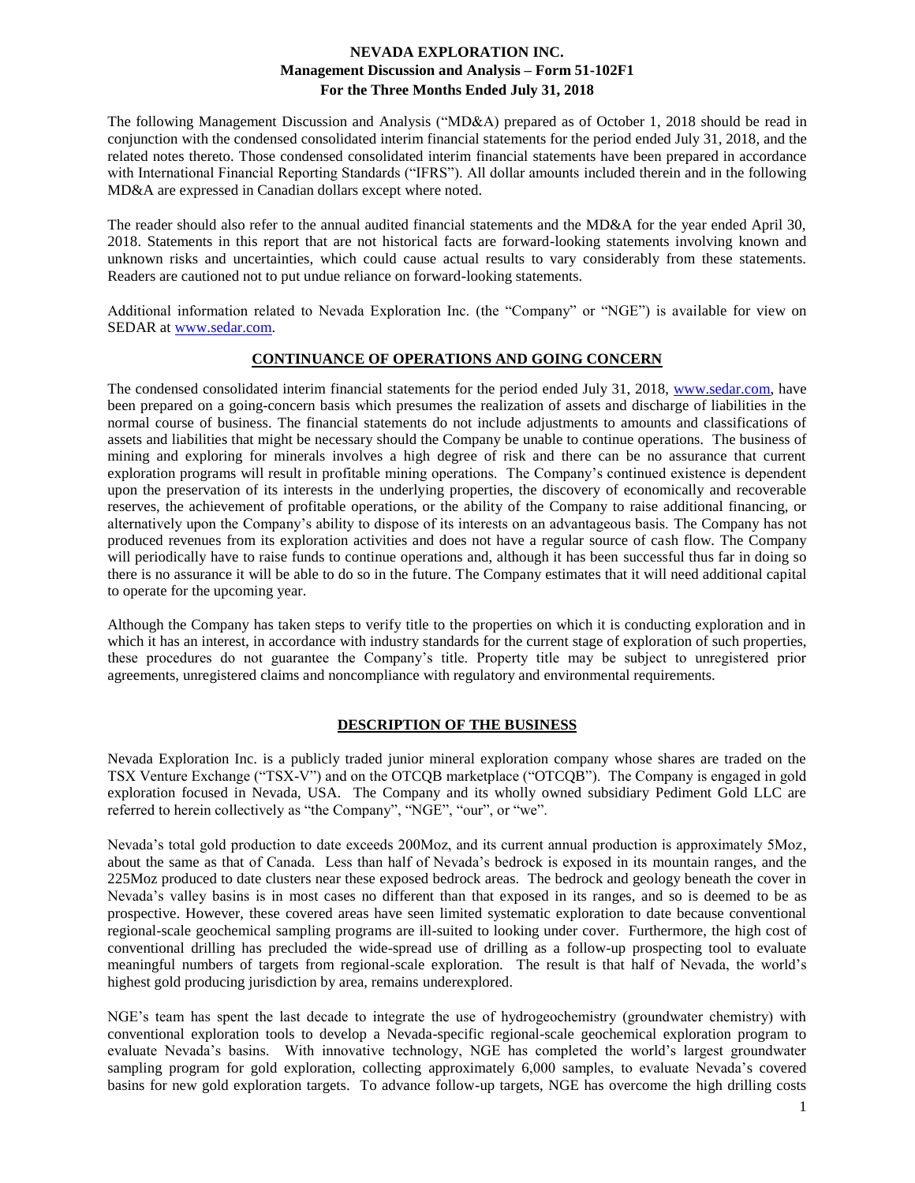# NEVADA EXPLORATION INC.
## Management Discussion and Analysis – Form 51-102F1
## For the Three Months Ended July 31, 2018

The following Management Discussion and Analysis ("MD&A) prepared as of October 1, 2018 should be read in conjunction with the condensed consolidated interim financial statements for the period ended July 31, 2018, and the related notes thereto. Those condensed consolidated interim financial statements have been prepared in accordance with International Financial Reporting Standards ("IFRS"). All dollar amounts included therein and in the following MD&A are expressed in Canadian dollars except where noted.

The reader should also refer to the annual audited financial statements and the MD&A for the year ended April 30, 2018. Statements in this report that are not historical facts are forward-looking statements involving known and unknown risks and uncertainties, which could cause actual results to vary considerably from these statements. Readers are cautioned not to put undue reliance on forward-looking statements.

Additional information related to Nevada Exploration Inc. (the "Company" or "NGE") is available for view on SEDAR at www.sedar.com.

## CONTINUANCE OF OPERATIONS AND GOING CONCERN

The condensed consolidated interim financial statements for the period ended July 31, 2018, www.sedar.com, have been prepared on a going-concern basis which presumes the realization of assets and discharge of liabilities in the normal course of business. The financial statements do not include adjustments to amounts and classifications of assets and liabilities that might be necessary should the Company be unable to continue operations. The business of mining and exploring for minerals involves a high degree of risk and there can be no assurance that current exploration programs will result in profitable mining operations. The Company's continued existence is dependent upon the preservation of its interests in the underlying properties, the discovery of economically and recoverable reserves, the achievement of profitable operations, or the ability of the Company to raise additional financing, or alternatively upon the Company's ability to dispose of its interests on an advantageous basis. The Company has not produced revenues from its exploration activities and does not have a regular source of cash flow. The Company will periodically have to raise funds to continue operations and, although it has been successful thus far in doing so there is no assurance it will be able to do so in the future. The Company estimates that it will need additional capital to operate for the upcoming year.

Although the Company has taken steps to verify title to the properties on which it is conducting exploration and in which it has an interest, in accordance with industry standards for the current stage of exploration of such properties, these procedures do not guarantee the Company's title. Property title may be subject to unregistered prior agreements, unregistered claims and noncompliance with regulatory and environmental requirements.

## DESCRIPTION OF THE BUSINESS

Nevada Exploration Inc. is a publicly traded junior mineral exploration company whose shares are traded on the TSX Venture Exchange ("TSX-V") and on the OTCQB marketplace ("OTCQB"). The Company is engaged in gold exploration focused in Nevada, USA. The Company and its wholly owned subsidiary Pediment Gold LLC are referred to herein collectively as "the Company", "NGE", "our", or "we".

Nevada's total gold production to date exceeds 200Moz, and its current annual production is approximately 5Moz, about the same as that of Canada. Less than half of Nevada's bedrock is exposed in its mountain ranges, and the 225Moz produced to date clusters near these exposed bedrock areas. The bedrock and geology beneath the cover in Nevada's valley basins is in most cases no different than that exposed in its ranges, and so is deemed to be as prospective. However, these covered areas have seen limited systematic exploration to date because conventional regional-scale geochemical sampling programs are ill-suited to looking under cover. Furthermore, the high cost of conventional drilling has precluded the wide-spread use of drilling as a follow-up prospecting tool to evaluate meaningful numbers of targets from regional-scale exploration. The result is that half of Nevada, the world's highest gold producing jurisdiction by area, remains underexplored.

NGE's team has spent the last decade to integrate the use of hydrogeochemistry (groundwater chemistry) with conventional exploration tools to develop a Nevada-specific regional-scale geochemical exploration program to evaluate Nevada's basins. With innovative technology, NGE has completed the world's largest groundwater sampling program for gold exploration, collecting approximately 6,000 samples, to evaluate Nevada's covered basins for new gold exploration targets. To advance follow-up targets, NGE has overcome the high drilling costs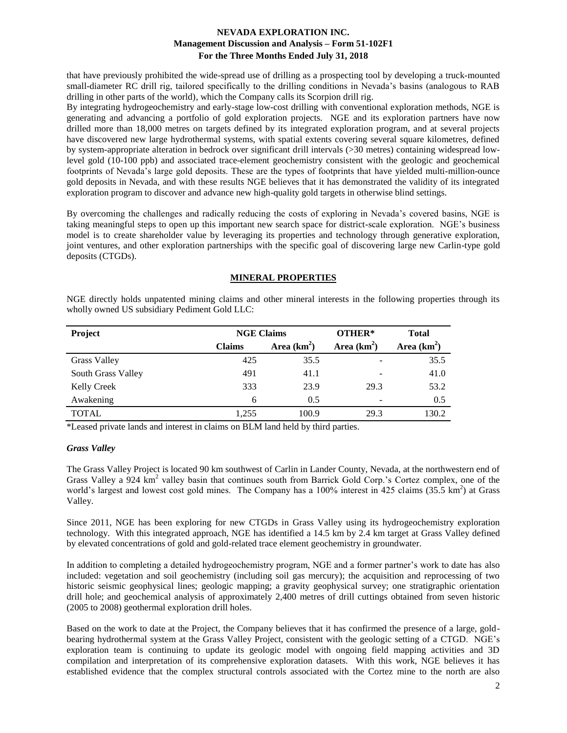that have previously prohibited the wide-spread use of drilling as a prospecting tool by developing a truck-mounted small-diameter RC drill rig, tailored specifically to the drilling conditions in Nevada's basins (analogous to RAB drilling in other parts of the world), which the Company calls its Scorpion drill rig.

By integrating hydrogeochemistry and early-stage low-cost drilling with conventional exploration methods, NGE is generating and advancing a portfolio of gold exploration projects. NGE and its exploration partners have now drilled more than 18,000 metres on targets defined by its integrated exploration program, and at several projects have discovered new large hydrothermal systems, with spatial extents covering several square kilometres, defined by system-appropriate alteration in bedrock over significant drill intervals (>30 metres) containing widespread low-level gold (10-100 ppb) and associated trace-element geochemistry consistent with the geologic and geochemical footprints of Nevada's large gold deposits. These are the types of footprints that have yielded multi-million-ounce gold deposits in Nevada, and with these results NGE believes that it has demonstrated the validity of its integrated exploration program to discover and advance new high-quality gold targets in otherwise blind settings.

By overcoming the challenges and radically reducing the costs of exploring in Nevada's covered basins, NGE is taking meaningful steps to open up this important new search space for district-scale exploration. NGE's business model is to create shareholder value by leveraging its properties and technology through generative exploration, joint ventures, and other exploration partnerships with the specific goal of discovering large new Carlin-type gold deposits (CTGDs).

## MINERAL PROPERTIES

NGE directly holds unpatented mining claims and other mineral interests in the following properties through its wholly owned US subsidiary Pediment Gold LLC:

| Project | NGE Claims | | OTHER* | Total |
|---|---|---|---|---|
| | Claims | Area ($km^2$) | Area ($km^2$) | Area ($km^2$) |
| Grass Valley | 425 | 35.5 | - | 35.5 |
| South Grass Valley | 491 | 41.1 | - | 41.0 |
| Kelly Creek | 333 | 23.9 | 29.3 | 53.2 |
| Awakening | 6 | 0.5 | - | 0.5 |
| TOTAL | 1,255 | 100.9 | 29.3 | 130.2 |

*Leased private lands and interest in claims on BLM land held by third parties.

### *Grass Valley*

The Grass Valley Project is located 90 km southwest of Carlin in Lander County, Nevada, at the northwestern end of Grass Valley a 924 $km^2$ valley basin that continues south from Barrick Gold Corp.'s Cortez complex, one of the world's largest and lowest cost gold mines. The Company has a 100% interest in 425 claims (35.5 $km^2$) at Grass Valley.

Since 2011, NGE has been exploring for new CTGDs in Grass Valley using its hydrogeochemistry exploration technology. With this integrated approach, NGE has identified a 14.5 km by 2.4 km target at Grass Valley defined by elevated concentrations of gold and gold-related trace element geochemistry in groundwater.

In addition to completing a detailed hydrogeochemistry program, NGE and a former partner's work to date has also included: vegetation and soil geochemistry (including soil gas mercury); the acquisition and reprocessing of two historic seismic geophysical lines; geologic mapping; a gravity geophysical survey; one stratigraphic orientation drill hole; and geochemical analysis of approximately 2,400 metres of drill cuttings obtained from seven historic (2005 to 2008) geothermal exploration drill holes.

Based on the work to date at the Project, the Company believes that it has confirmed the presence of a large, gold-bearing hydrothermal system at the Grass Valley Project, consistent with the geologic setting of a CTGD. NGE's exploration team is continuing to update its geologic model with ongoing field mapping activities and 3D compilation and interpretation of its comprehensive exploration datasets. With this work, NGE believes it has established evidence that the complex structural controls associated with the Cortez mine to the north are also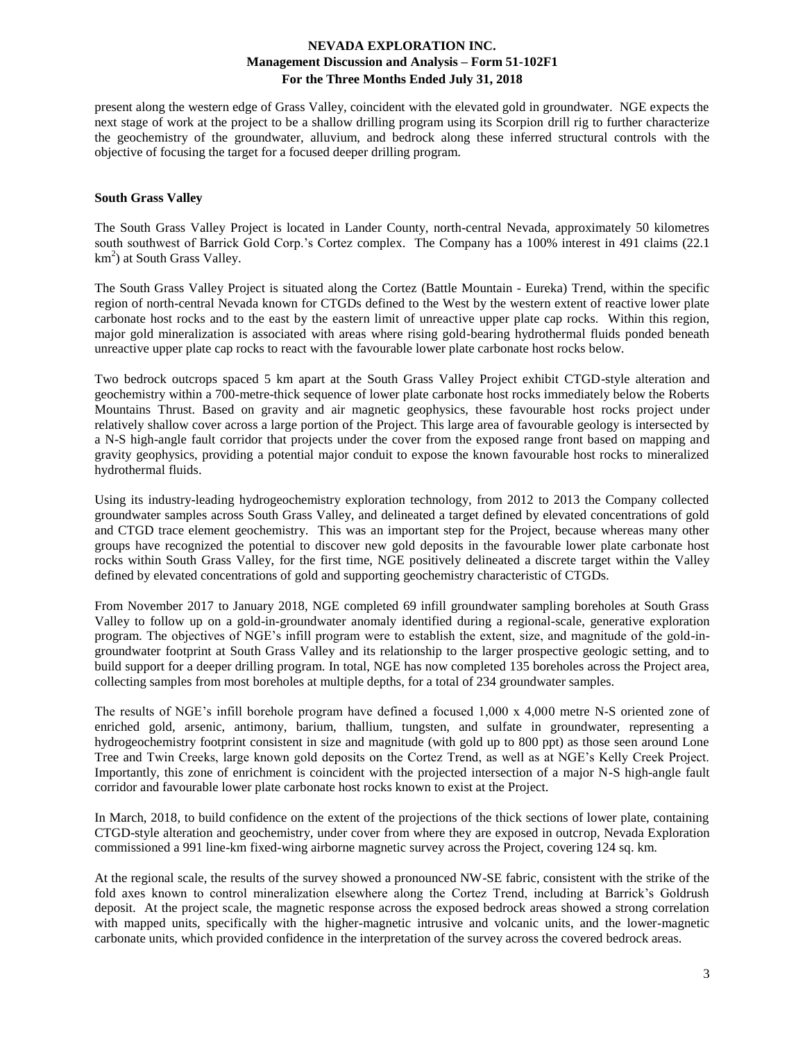present along the western edge of Grass Valley, coincident with the elevated gold in groundwater. NGE expects the next stage of work at the project to be a shallow drilling program using its Scorpion drill rig to further characterize the geochemistry of the groundwater, alluvium, and bedrock along these inferred structural controls with the objective of focusing the target for a focused deeper drilling program.

**South Grass Valley**

The South Grass Valley Project is located in Lander County, north-central Nevada, approximately 50 kilometres south southwest of Barrick Gold Corp.'s Cortez complex. The Company has a 100% interest in 491 claims (22.1 $km^2$) at South Grass Valley.

The South Grass Valley Project is situated along the Cortez (Battle Mountain - Eureka) Trend, within the specific region of north-central Nevada known for CTGDs defined to the West by the western extent of reactive lower plate carbonate host rocks and to the east by the eastern limit of unreactive upper plate cap rocks. Within this region, major gold mineralization is associated with areas where rising gold-bearing hydrothermal fluids ponded beneath unreactive upper plate cap rocks to react with the favourable lower plate carbonate host rocks below.

Two bedrock outcrops spaced 5 km apart at the South Grass Valley Project exhibit CTGD-style alteration and geochemistry within a 700-metre-thick sequence of lower plate carbonate host rocks immediately below the Roberts Mountains Thrust. Based on gravity and air magnetic geophysics, these favourable host rocks project under relatively shallow cover across a large portion of the Project. This large area of favourable geology is intersected by a N-S high-angle fault corridor that projects under the cover from the exposed range front based on mapping and gravity geophysics, providing a potential major conduit to expose the known favourable host rocks to mineralized hydrothermal fluids.

Using its industry-leading hydrogeochemistry exploration technology, from 2012 to 2013 the Company collected groundwater samples across South Grass Valley, and delineated a target defined by elevated concentrations of gold and CTGD trace element geochemistry. This was an important step for the Project, because whereas many other groups have recognized the potential to discover new gold deposits in the favourable lower plate carbonate host rocks within South Grass Valley, for the first time, NGE positively delineated a discrete target within the Valley defined by elevated concentrations of gold and supporting geochemistry characteristic of CTGDs.

From November 2017 to January 2018, NGE completed 69 infill groundwater sampling boreholes at South Grass Valley to follow up on a gold-in-groundwater anomaly identified during a regional-scale, generative exploration program. The objectives of NGE's infill program were to establish the extent, size, and magnitude of the gold-in-groundwater footprint at South Grass Valley and its relationship to the larger prospective geologic setting, and to build support for a deeper drilling program. In total, NGE has now completed 135 boreholes across the Project area, collecting samples from most boreholes at multiple depths, for a total of 234 groundwater samples.

The results of NGE's infill borehole program have defined a focused 1,000 x 4,000 metre N-S oriented zone of enriched gold, arsenic, antimony, barium, thallium, tungsten, and sulfate in groundwater, representing a hydrogeochemistry footprint consistent in size and magnitude (with gold up to 800 ppt) as those seen around Lone Tree and Twin Creeks, large known gold deposits on the Cortez Trend, as well as at NGE's Kelly Creek Project. Importantly, this zone of enrichment is coincident with the projected intersection of a major N-S high-angle fault corridor and favourable lower plate carbonate host rocks known to exist at the Project.

In March, 2018, to build confidence on the extent of the projections of the thick sections of lower plate, containing CTGD-style alteration and geochemistry, under cover from where they are exposed in outcrop, Nevada Exploration commissioned a 991 line-km fixed-wing airborne magnetic survey across the Project, covering 124 sq. km.

At the regional scale, the results of the survey showed a pronounced NW-SE fabric, consistent with the strike of the fold axes known to control mineralization elsewhere along the Cortez Trend, including at Barrick's Goldrush deposit. At the project scale, the magnetic response across the exposed bedrock areas showed a strong correlation with mapped units, specifically with the higher-magnetic intrusive and volcanic units, and the lower-magnetic carbonate units, which provided confidence in the interpretation of the survey across the covered bedrock areas.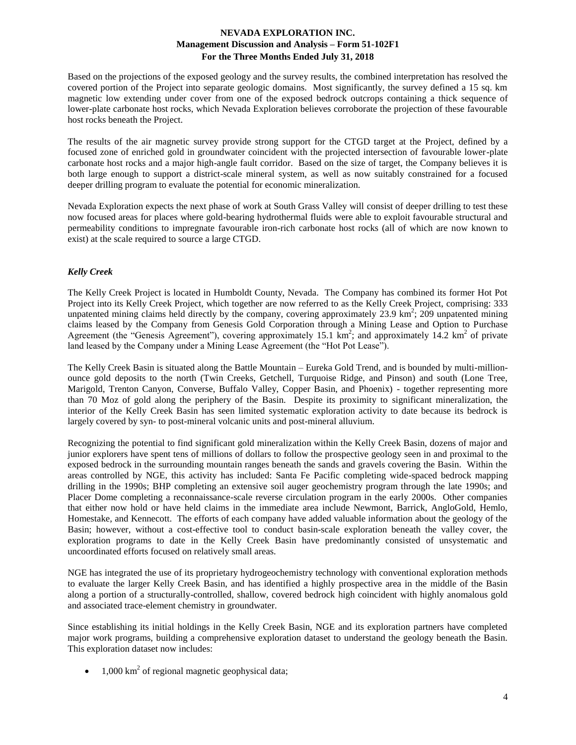Based on the projections of the exposed geology and the survey results, the combined interpretation has resolved the covered portion of the Project into separate geologic domains. Most significantly, the survey defined a 15 sq. km magnetic low extending under cover from one of the exposed bedrock outcrops containing a thick sequence of lower-plate carbonate host rocks, which Nevada Exploration believes corroborate the projection of these favourable host rocks beneath the Project.

The results of the air magnetic survey provide strong support for the CTGD target at the Project, defined by a focused zone of enriched gold in groundwater coincident with the projected intersection of favourable lower-plate carbonate host rocks and a major high-angle fault corridor. Based on the size of target, the Company believes it is both large enough to support a district-scale mineral system, as well as now suitably constrained for a focused deeper drilling program to evaluate the potential for economic mineralization.

Nevada Exploration expects the next phase of work at South Grass Valley will consist of deeper drilling to test these now focused areas for places where gold-bearing hydrothermal fluids were able to exploit favourable structural and permeability conditions to impregnate favourable iron-rich carbonate host rocks (all of which are now known to exist) at the scale required to source a large CTGD.

### *Kelly Creek*

The Kelly Creek Project is located in Humboldt County, Nevada. The Company has combined its former Hot Pot Project into its Kelly Creek Project, which together are now referred to as the Kelly Creek Project, comprising: 333 unpatented mining claims held directly by the company, covering approximately 23.9 $km^2$; 209 unpatented mining claims leased by the Company from Genesis Gold Corporation through a Mining Lease and Option to Purchase Agreement (the "Genesis Agreement"), covering approximately 15.1 $km^2$; and approximately 14.2 $km^2$ of private land leased by the Company under a Mining Lease Agreement (the "Hot Pot Lease").

The Kelly Creek Basin is situated along the Battle Mountain – Eureka Gold Trend, and is bounded by multi-million-ounce gold deposits to the north (Twin Creeks, Getchell, Turquoise Ridge, and Pinson) and south (Lone Tree, Marigold, Trenton Canyon, Converse, Buffalo Valley, Copper Basin, and Phoenix) - together representing more than 70 Moz of gold along the periphery of the Basin. Despite its proximity to significant mineralization, the interior of the Kelly Creek Basin has seen limited systematic exploration activity to date because its bedrock is largely covered by syn- to post-mineral volcanic units and post-mineral alluvium.

Recognizing the potential to find significant gold mineralization within the Kelly Creek Basin, dozens of major and junior explorers have spent tens of millions of dollars to follow the prospective geology seen in and proximal to the exposed bedrock in the surrounding mountain ranges beneath the sands and gravels covering the Basin. Within the areas controlled by NGE, this activity has included: Santa Fe Pacific completing wide-spaced bedrock mapping drilling in the 1990s; BHP completing an extensive soil auger geochemistry program through the late 1990s; and Placer Dome completing a reconnaissance-scale reverse circulation program in the early 2000s. Other companies that either now hold or have held claims in the immediate area include Newmont, Barrick, AngloGold, Hemlo, Homestake, and Kennecott. The efforts of each company have added valuable information about the geology of the Basin; however, without a cost-effective tool to conduct basin-scale exploration beneath the valley cover, the exploration programs to date in the Kelly Creek Basin have predominantly consisted of unsystematic and uncoordinated efforts focused on relatively small areas.

NGE has integrated the use of its proprietary hydrogeochemistry technology with conventional exploration methods to evaluate the larger Kelly Creek Basin, and has identified a highly prospective area in the middle of the Basin along a portion of a structurally-controlled, shallow, covered bedrock high coincident with highly anomalous gold and associated trace-element chemistry in groundwater.

Since establishing its initial holdings in the Kelly Creek Basin, NGE and its exploration partners have completed major work programs, building a comprehensive exploration dataset to understand the geology beneath the Basin. This exploration dataset now includes:

- 1,000 $km^2$ of regional magnetic geophysical data;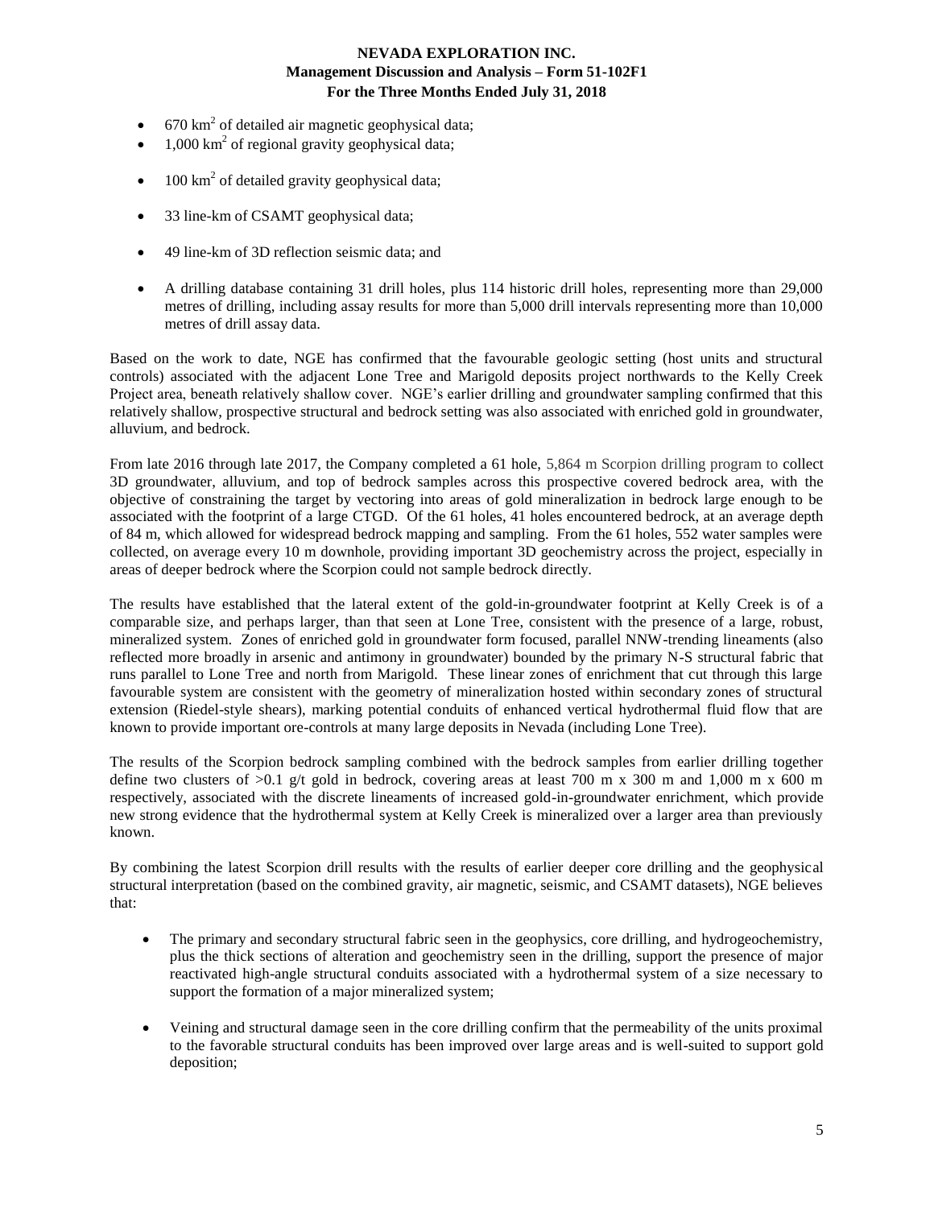- 670 km$^2$ of detailed air magnetic geophysical data;
- 1,000 km$^2$ of regional gravity geophysical data;
- 100 km$^2$ of detailed gravity geophysical data;
- 33 line-km of CSAMT geophysical data;
- 49 line-km of 3D reflection seismic data; and
- A drilling database containing 31 drill holes, plus 114 historic drill holes, representing more than 29,000 metres of drilling, including assay results for more than 5,000 drill intervals representing more than 10,000 metres of drill assay data.

Based on the work to date, NGE has confirmed that the favourable geologic setting (host units and structural controls) associated with the adjacent Lone Tree and Marigold deposits project northwards to the Kelly Creek Project area, beneath relatively shallow cover. NGE's earlier drilling and groundwater sampling confirmed that this relatively shallow, prospective structural and bedrock setting was also associated with enriched gold in groundwater, alluvium, and bedrock.

From late 2016 through late 2017, the Company completed a 61 hole, 5,864 m Scorpion drilling program to collect 3D groundwater, alluvium, and top of bedrock samples across this prospective covered bedrock area, with the objective of constraining the target by vectoring into areas of gold mineralization in bedrock large enough to be associated with the footprint of a large CTGD. Of the 61 holes, 41 holes encountered bedrock, at an average depth of 84 m, which allowed for widespread bedrock mapping and sampling. From the 61 holes, 552 water samples were collected, on average every 10 m downhole, providing important 3D geochemistry across the project, especially in areas of deeper bedrock where the Scorpion could not sample bedrock directly.

The results have established that the lateral extent of the gold-in-groundwater footprint at Kelly Creek is of a comparable size, and perhaps larger, than that seen at Lone Tree, consistent with the presence of a large, robust, mineralized system. Zones of enriched gold in groundwater form focused, parallel NNW-trending lineaments (also reflected more broadly in arsenic and antimony in groundwater) bounded by the primary N-S structural fabric that runs parallel to Lone Tree and north from Marigold. These linear zones of enrichment that cut through this large favourable system are consistent with the geometry of mineralization hosted within secondary zones of structural extension (Riedel-style shears), marking potential conduits of enhanced vertical hydrothermal fluid flow that are known to provide important ore-controls at many large deposits in Nevada (including Lone Tree).

The results of the Scorpion bedrock sampling combined with the bedrock samples from earlier drilling together define two clusters of >0.1 g/t gold in bedrock, covering areas at least 700 m x 300 m and 1,000 m x 600 m respectively, associated with the discrete lineaments of increased gold-in-groundwater enrichment, which provide new strong evidence that the hydrothermal system at Kelly Creek is mineralized over a larger area than previously known.

By combining the latest Scorpion drill results with the results of earlier deeper core drilling and the geophysical structural interpretation (based on the combined gravity, air magnetic, seismic, and CSAMT datasets), NGE believes that:

- The primary and secondary structural fabric seen in the geophysics, core drilling, and hydrogeochemistry, plus the thick sections of alteration and geochemistry seen in the drilling, support the presence of major reactivated high-angle structural conduits associated with a hydrothermal system of a size necessary to support the formation of a major mineralized system;
- Veining and structural damage seen in the core drilling confirm that the permeability of the units proximal to the favorable structural conduits has been improved over large areas and is well-suited to support gold deposition;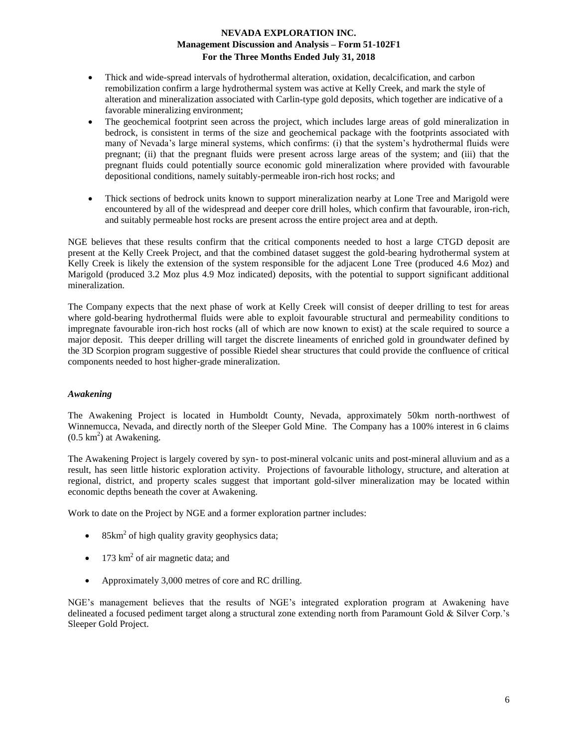- Thick and wide-spread intervals of hydrothermal alteration, oxidation, decalcification, and carbon remobilization confirm a large hydrothermal system was active at Kelly Creek, and mark the style of alteration and mineralization associated with Carlin-type gold deposits, which together are indicative of a favorable mineralizing environment;
- The geochemical footprint seen across the project, which includes large areas of gold mineralization in bedrock, is consistent in terms of the size and geochemical package with the footprints associated with many of Nevada's large mineral systems, which confirms: (i) that the system's hydrothermal fluids were pregnant; (ii) that the pregnant fluids were present across large areas of the system; and (iii) that the pregnant fluids could potentially source economic gold mineralization where provided with favourable depositional conditions, namely suitably-permeable iron-rich host rocks; and
- Thick sections of bedrock units known to support mineralization nearby at Lone Tree and Marigold were encountered by all of the widespread and deeper core drill holes, which confirm that favourable, iron-rich, and suitably permeable host rocks are present across the entire project area and at depth.

NGE believes that these results confirm that the critical components needed to host a large CTGD deposit are present at the Kelly Creek Project, and that the combined dataset suggest the gold-bearing hydrothermal system at Kelly Creek is likely the extension of the system responsible for the adjacent Lone Tree (produced 4.6 Moz) and Marigold (produced 3.2 Moz plus 4.9 Moz indicated) deposits, with the potential to support significant additional mineralization.

The Company expects that the next phase of work at Kelly Creek will consist of deeper drilling to test for areas where gold-bearing hydrothermal fluids were able to exploit favourable structural and permeability conditions to impregnate favourable iron-rich host rocks (all of which are now known to exist) at the scale required to source a major deposit. This deeper drilling will target the discrete lineaments of enriched gold in groundwater defined by the 3D Scorpion program suggestive of possible Riedel shear structures that could provide the confluence of critical components needed to host higher-grade mineralization.

### *Awakening*

The Awakening Project is located in Humboldt County, Nevada, approximately 50km north-northwest of Winnemucca, Nevada, and directly north of the Sleeper Gold Mine. The Company has a 100% interest in 6 claims (0.5 km$^2$) at Awakening.

The Awakening Project is largely covered by syn- to post-mineral volcanic units and post-mineral alluvium and as a result, has seen little historic exploration activity. Projections of favourable lithology, structure, and alteration at regional, district, and property scales suggest that important gold-silver mineralization may be located within economic depths beneath the cover at Awakening.

Work to date on the Project by NGE and a former exploration partner includes:

- 85km$^2$ of high quality gravity geophysics data;
- 173 km$^2$ of air magnetic data; and
- Approximately 3,000 metres of core and RC drilling.

NGE's management believes that the results of NGE's integrated exploration program at Awakening have delineated a focused pediment target along a structural zone extending north from Paramount Gold & Silver Corp.'s Sleeper Gold Project.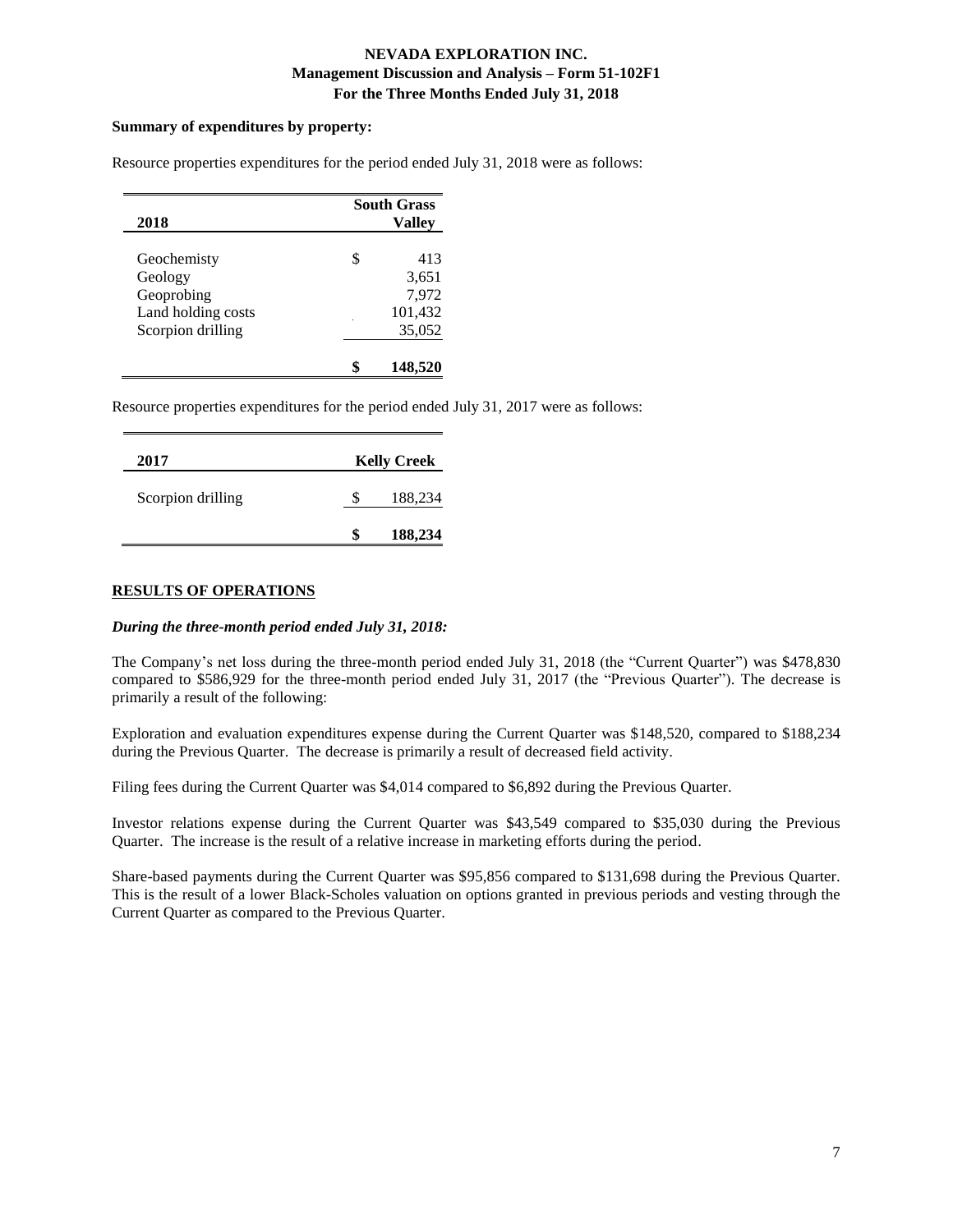**Summary of expenditures by property:**

Resource properties expenditures for the period ended July 31, 2018 were as follows:

| 2018 | South Grass Valley |
|---|---|
| Geochemisty | $ 413 |
| Geology | 3,651 |
| Geoprobing | 7,972 |
| Land holding costs | 101,432 |
| Scorpion drilling | 35,052 |
| | **$ 148,520** |

Resource properties expenditures for the period ended July 31, 2017 were as follows:

| 2017 | Kelly Creek |
|---|---|
| Scorpion drilling | $ 188,234 |
| | **$ 188,234** |

## RESULTS OF OPERATIONS

***During the three-month period ended July 31, 2018:***

The Company's net loss during the three-month period ended July 31, 2018 (the "Current Quarter") was $478,830 compared to $586,929 for the three-month period ended July 31, 2017 (the "Previous Quarter"). The decrease is primarily a result of the following:

Exploration and evaluation expenditures expense during the Current Quarter was $148,520, compared to $188,234 during the Previous Quarter. The decrease is primarily a result of decreased field activity.

Filing fees during the Current Quarter was $4,014 compared to $6,892 during the Previous Quarter.

Investor relations expense during the Current Quarter was $43,549 compared to $35,030 during the Previous Quarter. The increase is the result of a relative increase in marketing efforts during the period.

Share-based payments during the Current Quarter was $95,856 compared to $131,698 during the Previous Quarter. This is the result of a lower Black-Scholes valuation on options granted in previous periods and vesting through the Current Quarter as compared to the Previous Quarter.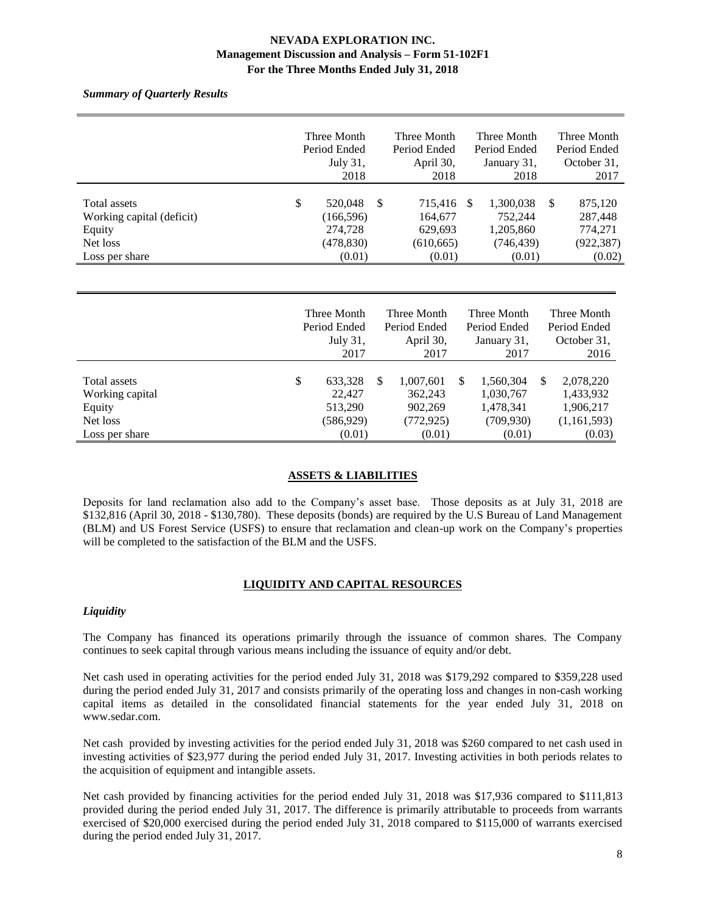*Summary of Quarterly Results*

| | Three Month Period Ended July 31, 2018 | Three Month Period Ended April 30, 2018 | Three Month Period Ended January 31, 2018 | Three Month Period Ended October 31, 2017 |
|---|---|---|---|---|
| Total assets | $ 520,048 | $ 715,416 | $ 1,300,038 | $ 875,120 |
| Working capital (deficit) | (166,596) | 164,677 | 752,244 | 287,448 |
| Equity | 274,728 | 629,693 | 1,205,860 | 774,271 |
| Net loss | (478,830) | (610,665) | (746,439) | (922,387) |
| Loss per share | (0.01) | (0.01) | (0.01) | (0.02) |

| | Three Month Period Ended July 31, 2017 | Three Month Period Ended April 30, 2017 | Three Month Period Ended January 31, 2017 | Three Month Period Ended October 31, 2016 |
|---|---|---|---|---|
| Total assets | $ 633,328 | $ 1,007,601 | $ 1,560,304 | $ 2,078,220 |
| Working capital | 22,427 | 362,243 | 1,030,767 | 1,433,932 |
| Equity | 513,290 | 902,269 | 1,478,341 | 1,906,217 |
| Net loss | (586,929) | (772,925) | (709,930) | (1,161,593) |
| Loss per share | (0.01) | (0.01) | (0.01) | (0.03) |

## ASSETS & LIABILITIES

Deposits for land reclamation also add to the Company's asset base. Those deposits as at July 31, 2018 are $132,816 (April 30, 2018 - $130,780). These deposits (bonds) are required by the U.S Bureau of Land Management (BLM) and US Forest Service (USFS) to ensure that reclamation and clean-up work on the Company's properties will be completed to the satisfaction of the BLM and the USFS.

## LIQUIDITY AND CAPITAL RESOURCES

### *Liquidity*

The Company has financed its operations primarily through the issuance of common shares. The Company continues to seek capital through various means including the issuance of equity and/or debt.

Net cash used in operating activities for the period ended July 31, 2018 was $179,292 compared to $359,228 used during the period ended July 31, 2017 and consists primarily of the operating loss and changes in non-cash working capital items as detailed in the consolidated financial statements for the year ended July 31, 2018 on www.sedar.com.

Net cash provided by investing activities for the period ended July 31, 2018 was $260 compared to net cash used in investing activities of $23,977 during the period ended July 31, 2017. Investing activities in both periods relates to the acquisition of equipment and intangible assets.

Net cash provided by financing activities for the period ended July 31, 2018 was $17,936 compared to $111,813 provided during the period ended July 31, 2017. The difference is primarily attributable to proceeds from warrants exercised of $20,000 exercised during the period ended July 31, 2018 compared to $115,000 of warrants exercised during the period ended July 31, 2017.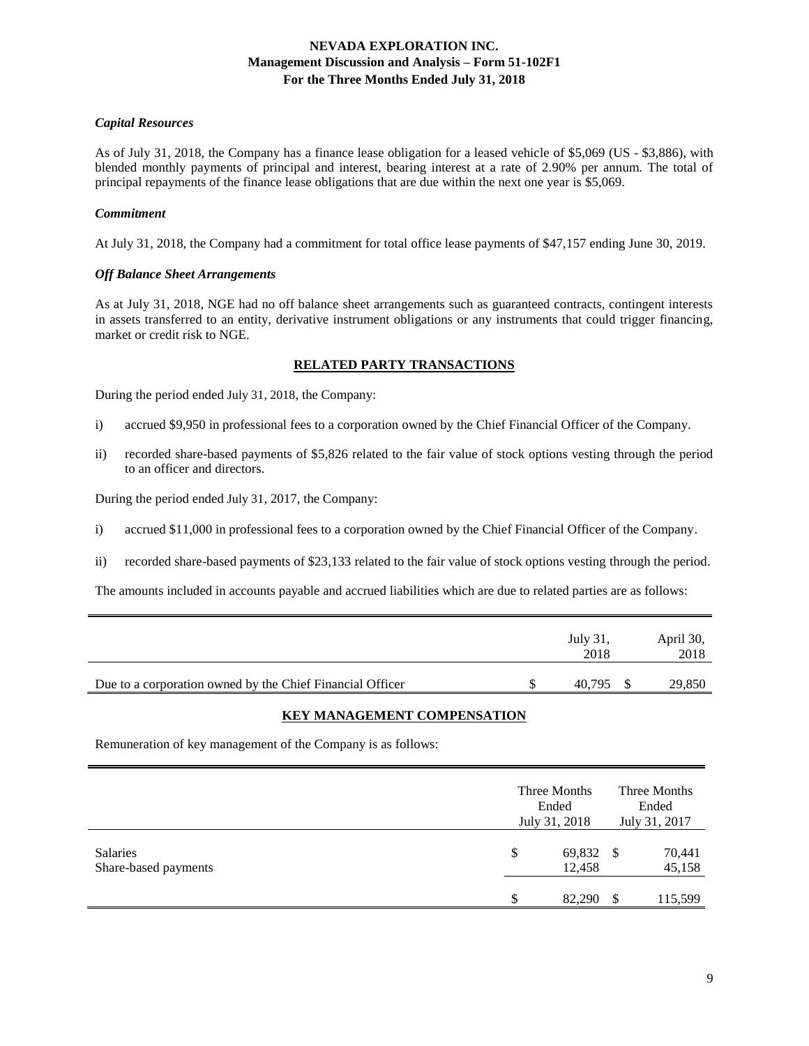### *Capital Resources*

As of July 31, 2018, the Company has a finance lease obligation for a leased vehicle of $5,069 (US - $3,886), with blended monthly payments of principal and interest, bearing interest at a rate of 2.90% per annum. The total of principal repayments of the finance lease obligations that are due within the next one year is $5,069.

### *Commitment*

At July 31, 2018, the Company had a commitment for total office lease payments of $47,157 ending June 30, 2019.

### *Off Balance Sheet Arrangements*

As at July 31, 2018, NGE had no off balance sheet arrangements such as guaranteed contracts, contingent interests in assets transferred to an entity, derivative instrument obligations or any instruments that could trigger financing, market or credit risk to NGE.

## RELATED PARTY TRANSACTIONS

During the period ended July 31, 2018, the Company:

i) accrued $9,950 in professional fees to a corporation owned by the Chief Financial Officer of the Company.

ii) recorded share-based payments of $5,826 related to the fair value of stock options vesting through the period to an officer and directors.

During the period ended July 31, 2017, the Company:

i) accrued $11,000 in professional fees to a corporation owned by the Chief Financial Officer of the Company.

ii) recorded share-based payments of $23,133 related to the fair value of stock options vesting through the period.

The amounts included in accounts payable and accrued liabilities which are due to related parties are as follows:

| | July 31, 2018 | April 30, 2018 |
|---|---|---|
| Due to a corporation owned by the Chief Financial Officer | $ 40,795 | $ 29,850 |

## KEY MANAGEMENT COMPENSATION

Remuneration of key management of the Company is as follows:

| | Three Months Ended July 31, 2018 | Three Months Ended July 31, 2017 |
|---|---|---|
| Salaries | $ 69,832 | $ 70,441 |
| Share-based payments | 12,458 | 45,158 |
| | $ 82,290 | $ 115,599 |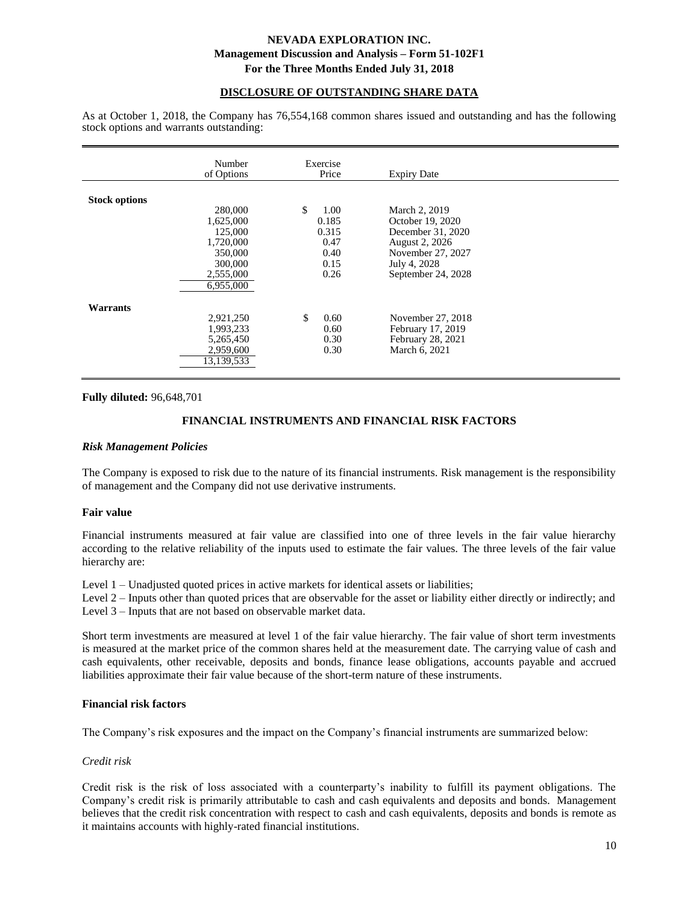## DISCLOSURE OF OUTSTANDING SHARE DATA

As at October 1, 2018, the Company has 76,554,168 common shares issued and outstanding and has the following stock options and warrants outstanding:

| | Number of Options | Exercise Price | Expiry Date |
|---|---|---|---|
| **Stock options** | | | |
| | 280,000 | $ 1.00 | March 2, 2019 |
| | 1,625,000 | 0.185 | October 19, 2020 |
| | 125,000 | 0.315 | December 31, 2020 |
| | 1,720,000 | 0.47 | August 2, 2026 |
| | 350,000 | 0.40 | November 27, 2027 |
| | 300,000 | 0.15 | July 4, 2028 |
| | 2,555,000 | 0.26 | September 24, 2028 |
| | 6,955,000 | | |
| **Warrants** | | | |
| | 2,921,250 | $ 0.60 | November 27, 2018 |
| | 1,993,233 | 0.60 | February 17, 2019 |
| | 5,265,450 | 0.30 | February 28, 2021 |
| | 2,959,600 | 0.30 | March 6, 2021 |
| | 13,139,533 | | |

**Fully diluted:** 96,648,701

## FINANCIAL INSTRUMENTS AND FINANCIAL RISK FACTORS

### *Risk Management Policies*

The Company is exposed to risk due to the nature of its financial instruments. Risk management is the responsibility of management and the Company did not use derivative instruments.

### Fair value

Financial instruments measured at fair value are classified into one of three levels in the fair value hierarchy according to the relative reliability of the inputs used to estimate the fair values. The three levels of the fair value hierarchy are:

Level 1 – Unadjusted quoted prices in active markets for identical assets or liabilities;
Level 2 – Inputs other than quoted prices that are observable for the asset or liability either directly or indirectly; and
Level 3 – Inputs that are not based on observable market data.

Short term investments are measured at level 1 of the fair value hierarchy. The fair value of short term investments is measured at the market price of the common shares held at the measurement date. The carrying value of cash and cash equivalents, other receivable, deposits and bonds, finance lease obligations, accounts payable and accrued liabilities approximate their fair value because of the short-term nature of these instruments.

### Financial risk factors

The Company's risk exposures and the impact on the Company's financial instruments are summarized below:

*Credit risk*

Credit risk is the risk of loss associated with a counterparty's inability to fulfill its payment obligations. The Company's credit risk is primarily attributable to cash and cash equivalents and deposits and bonds. Management believes that the credit risk concentration with respect to cash and cash equivalents, deposits and bonds is remote as it maintains accounts with highly-rated financial institutions.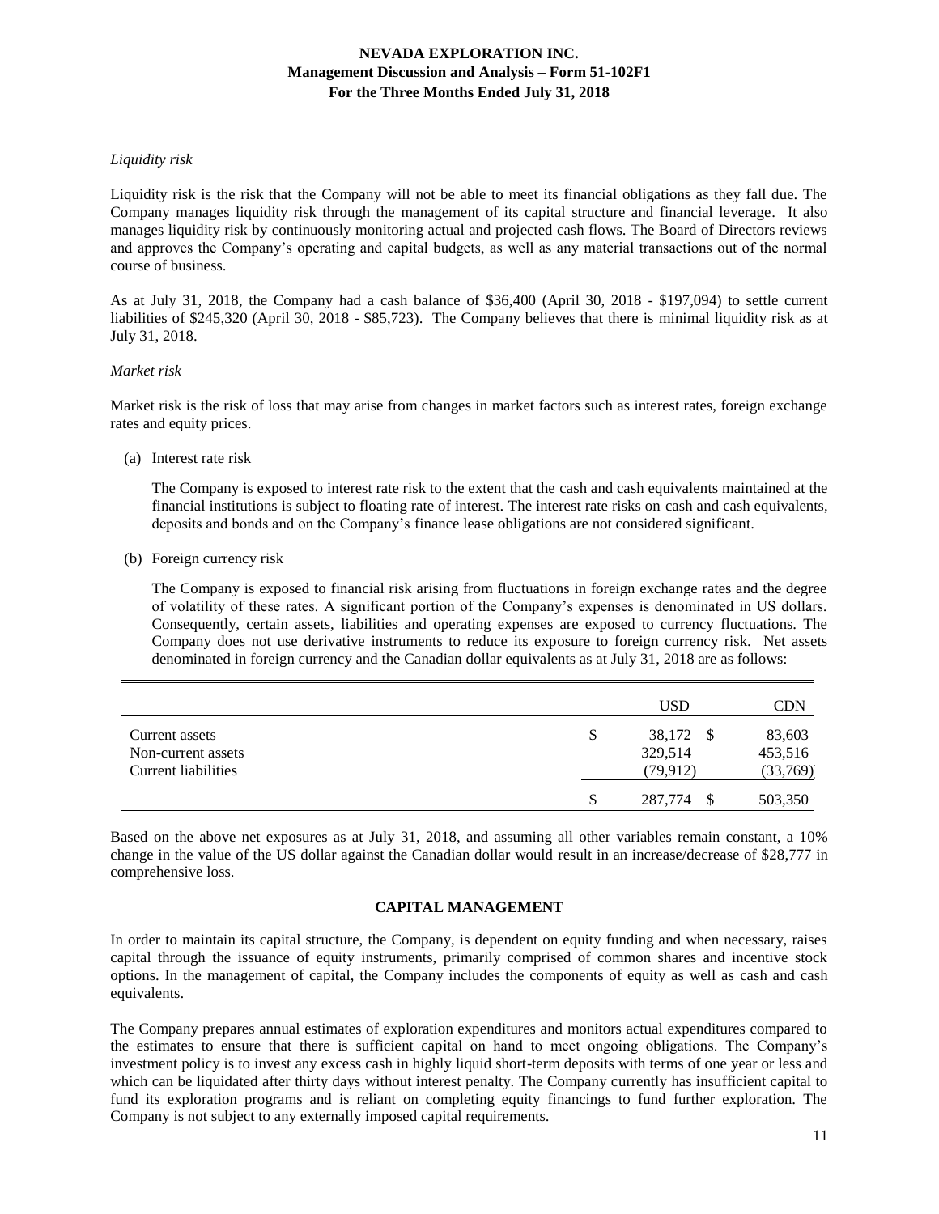*Liquidity risk*

Liquidity risk is the risk that the Company will not be able to meet its financial obligations as they fall due. The Company manages liquidity risk through the management of its capital structure and financial leverage. It also manages liquidity risk by continuously monitoring actual and projected cash flows. The Board of Directors reviews and approves the Company's operating and capital budgets, as well as any material transactions out of the normal course of business.

As at July 31, 2018, the Company had a cash balance of $36,400 (April 30, 2018 - $197,094) to settle current liabilities of $245,320 (April 30, 2018 - $85,723). The Company believes that there is minimal liquidity risk as at July 31, 2018.

*Market risk*

Market risk is the risk of loss that may arise from changes in market factors such as interest rates, foreign exchange rates and equity prices.

(a) Interest rate risk

The Company is exposed to interest rate risk to the extent that the cash and cash equivalents maintained at the financial institutions is subject to floating rate of interest. The interest rate risks on cash and cash equivalents, deposits and bonds and on the Company's finance lease obligations are not considered significant.

(b) Foreign currency risk

The Company is exposed to financial risk arising from fluctuations in foreign exchange rates and the degree of volatility of these rates. A significant portion of the Company's expenses is denominated in US dollars. Consequently, certain assets, liabilities and operating expenses are exposed to currency fluctuations. The Company does not use derivative instruments to reduce its exposure to foreign currency risk. Net assets denominated in foreign currency and the Canadian dollar equivalents as at July 31, 2018 are as follows:

| | USD | CDN |
|---|---|---|
| Current assets | $ 38,172 | $ 83,603 |
| Non-current assets | 329,514 | 453,516 |
| Current liabilities | (79,912) | (33,769) |
| | $ 287,774 | $ 503,350 |

Based on the above net exposures as at July 31, 2018, and assuming all other variables remain constant, a 10% change in the value of the US dollar against the Canadian dollar would result in an increase/decrease of $28,777 in comprehensive loss.

## CAPITAL MANAGEMENT

In order to maintain its capital structure, the Company, is dependent on equity funding and when necessary, raises capital through the issuance of equity instruments, primarily comprised of common shares and incentive stock options. In the management of capital, the Company includes the components of equity as well as cash and cash equivalents.

The Company prepares annual estimates of exploration expenditures and monitors actual expenditures compared to the estimates to ensure that there is sufficient capital on hand to meet ongoing obligations. The Company's investment policy is to invest any excess cash in highly liquid short-term deposits with terms of one year or less and which can be liquidated after thirty days without interest penalty. The Company currently has insufficient capital to fund its exploration programs and is reliant on completing equity financings to fund further exploration. The Company is not subject to any externally imposed capital requirements.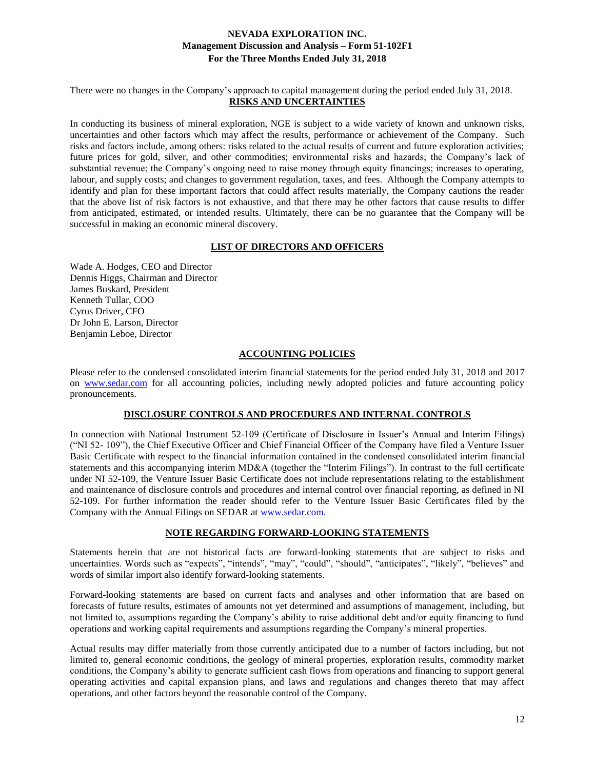There were no changes in the Company's approach to capital management during the period ended July 31, 2018.

## RISKS AND UNCERTAINTIES

In conducting its business of mineral exploration, NGE is subject to a wide variety of known and unknown risks, uncertainties and other factors which may affect the results, performance or achievement of the Company. Such risks and factors include, among others: risks related to the actual results of current and future exploration activities; future prices for gold, silver, and other commodities; environmental risks and hazards; the Company's lack of substantial revenue; the Company's ongoing need to raise money through equity financings; increases to operating, labour, and supply costs; and changes to government regulation, taxes, and fees. Although the Company attempts to identify and plan for these important factors that could affect results materially, the Company cautions the reader that the above list of risk factors is not exhaustive, and that there may be other factors that cause results to differ from anticipated, estimated, or intended results. Ultimately, there can be no guarantee that the Company will be successful in making an economic mineral discovery.

## LIST OF DIRECTORS AND OFFICERS

Wade A. Hodges, CEO and Director
Dennis Higgs, Chairman and Director
James Buskard, President
Kenneth Tullar, COO
Cyrus Driver, CFO
Dr John E. Larson, Director
Benjamin Leboe, Director

## ACCOUNTING POLICIES

Please refer to the condensed consolidated interim financial statements for the period ended July 31, 2018 and 2017 on www.sedar.com for all accounting policies, including newly adopted policies and future accounting policy pronouncements.

## DISCLOSURE CONTROLS AND PROCEDURES AND INTERNAL CONTROLS

In connection with National Instrument 52-109 (Certificate of Disclosure in Issuer's Annual and Interim Filings) ("NI 52- 109"), the Chief Executive Officer and Chief Financial Officer of the Company have filed a Venture Issuer Basic Certificate with respect to the financial information contained in the condensed consolidated interim financial statements and this accompanying interim MD&A (together the "Interim Filings"). In contrast to the full certificate under NI 52-109, the Venture Issuer Basic Certificate does not include representations relating to the establishment and maintenance of disclosure controls and procedures and internal control over financial reporting, as defined in NI 52-109. For further information the reader should refer to the Venture Issuer Basic Certificates filed by the Company with the Annual Filings on SEDAR at www.sedar.com.

## NOTE REGARDING FORWARD-LOOKING STATEMENTS

Statements herein that are not historical facts are forward-looking statements that are subject to risks and uncertainties. Words such as "expects", "intends", "may", "could", "should", "anticipates", "likely", "believes" and words of similar import also identify forward-looking statements.

Forward-looking statements are based on current facts and analyses and other information that are based on forecasts of future results, estimates of amounts not yet determined and assumptions of management, including, but not limited to, assumptions regarding the Company's ability to raise additional debt and/or equity financing to fund operations and working capital requirements and assumptions regarding the Company's mineral properties.

Actual results may differ materially from those currently anticipated due to a number of factors including, but not limited to, general economic conditions, the geology of mineral properties, exploration results, commodity market conditions, the Company's ability to generate sufficient cash flows from operations and financing to support general operating activities and capital expansion plans, and laws and regulations and changes thereto that may affect operations, and other factors beyond the reasonable control of the Company.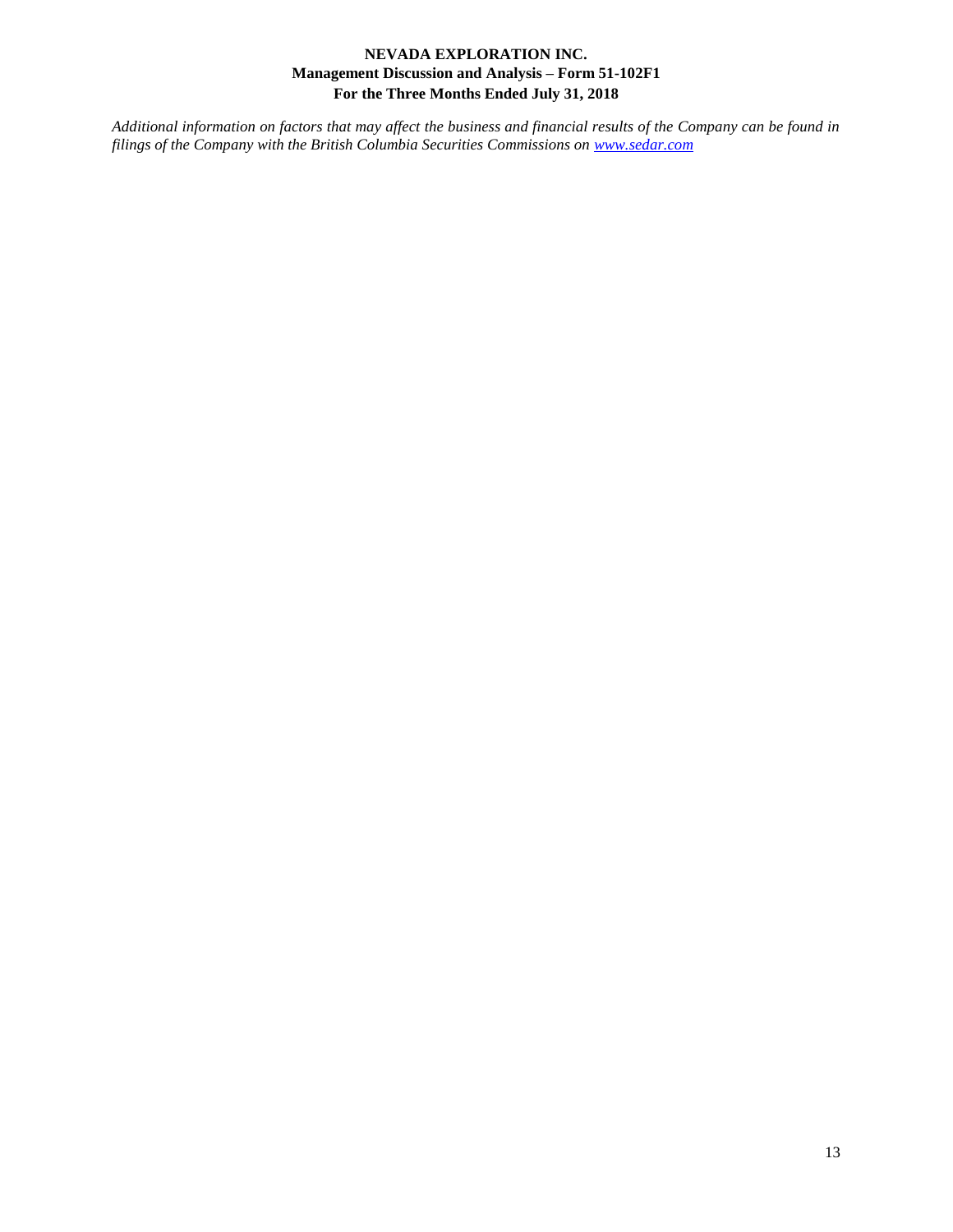*Additional information on factors that may affect the business and financial results of the Company can be found in filings of the Company with the British Columbia Securities Commissions on [www.sedar.com](http://www.sedar.com)*